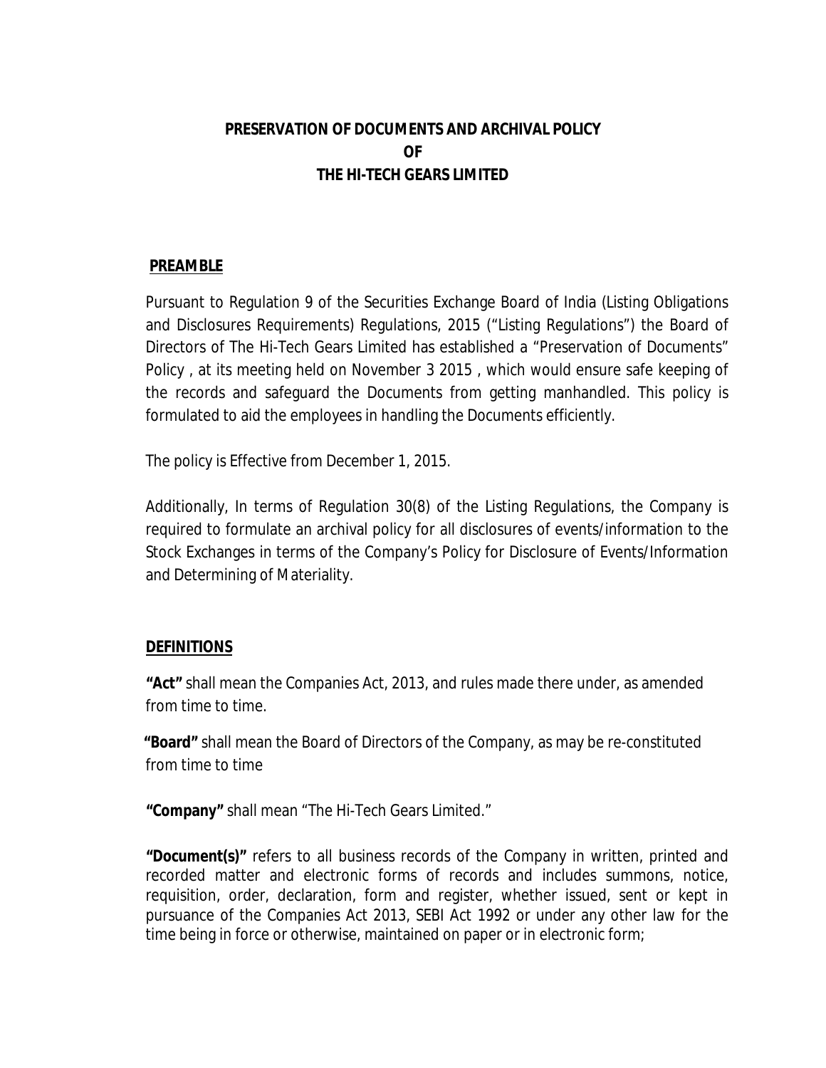# PRESERVATION OF DOCUMENTS AND ARCHIVAL POLICY OF THE HI-TECH GEARS LIMITED

## PREAMBLE

Pursuant to Regulation 9 of the Securities Exchange Board of India (Listing Obligations and Disclosures Requirements) Regulations, 2015 ("Listing Regulations") the Board of Directors of The Hi-Tech Gears Limited has established a "Preservation of Documents" Policy , at its meeting held on November 3 2015 , which would ensure safe keeping of the records and safeguard the Documents from getting manhandled. This policy is formulated to aid the employees in handling the Documents efficiently.

The policy is Effective from December 1, 2015.

Additionally, In terms of Regulation 30(8) of the Listing Regulations, the Company is required to formulate an archival policy for all disclosures of events/information to the Stock Exchanges in terms of the Company's Policy for Disclosure of Events/Information and Determining of Materiality.

## DEFINITIONS

**"Act"** shall mean the Companies Act, 2013, and rules made there under, as amended from time to time.

**"Board"** shall mean the Board of Directors of the Company, as may be re-constituted from time to time

**"Company"** shall mean "The Hi-Tech Gears Limited."

**"Document(s)"** refers to all business records of the Company in written, printed and recorded matter and electronic forms of records and includes summons, notice, requisition, order, declaration, form and register, whether issued, sent or kept in pursuance of the Companies Act 2013, SEBI Act 1992 or under any other law for the time being in force or otherwise, maintained on paper or in electronic form;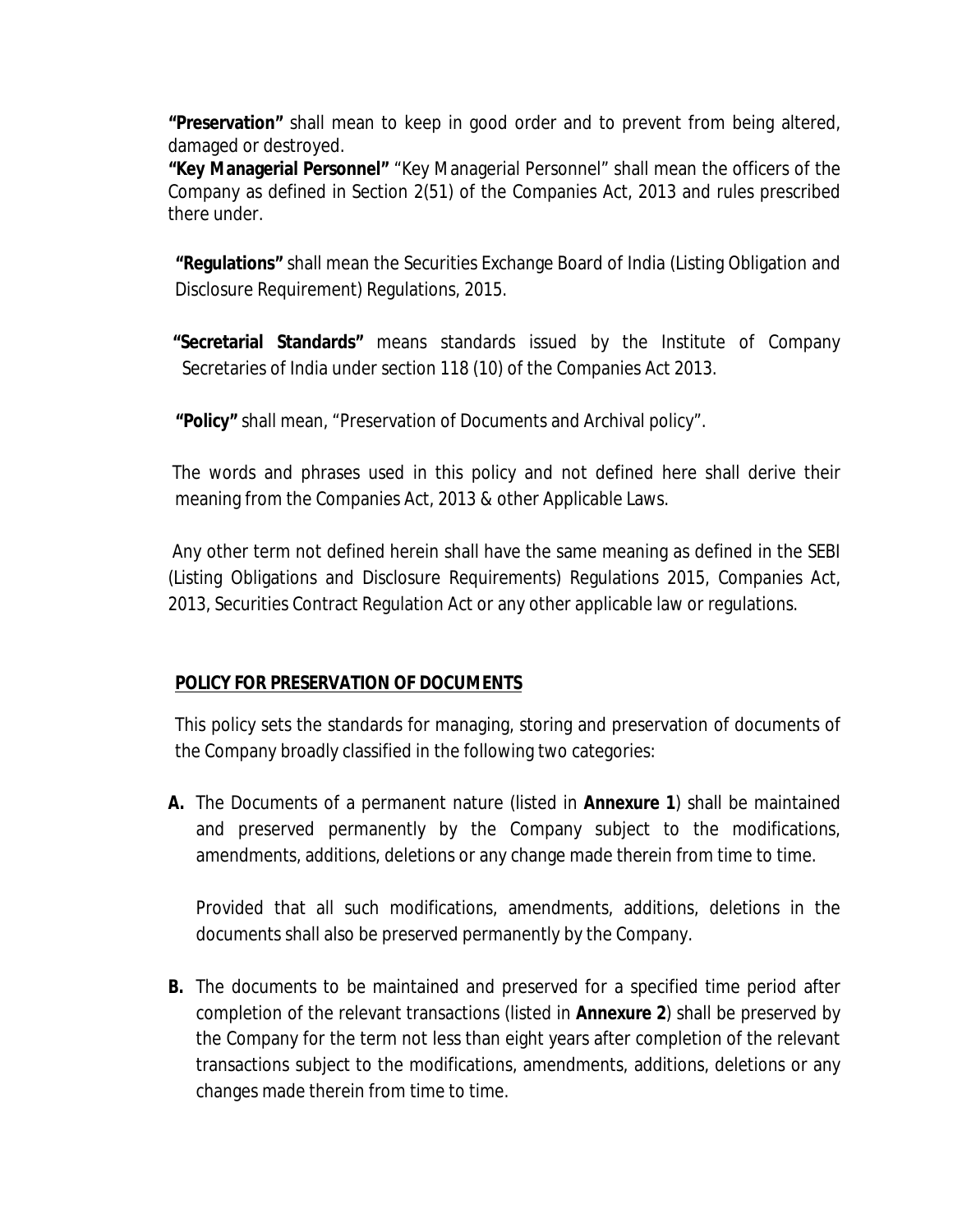**"Preservation"** shall mean to keep in good order and to prevent from being altered, damaged or destroyed.

**"Key Managerial Personnel"** "Key Managerial Personnel" shall mean the officers of the Company as defined in Section 2(51) of the Companies Act, 2013 and rules prescribed there under.

**"Regulations"** shall mean the Securities Exchange Board of India (Listing Obligation and Disclosure Requirement) Regulations, 2015.

**"Secretarial Standards"** means standards issued by the Institute of Company Secretaries of India under section 118 (10) of the Companies Act 2013.

**"Policy"** shall mean, "Preservation of Documents and Archival policy".

The words and phrases used in this policy and not defined here shall derive their meaning from the Companies Act, 2013 & other Applicable Laws.

Any other term not defined herein shall have the same meaning as defined in the SEBI (Listing Obligations and Disclosure Requirements) Regulations 2015, Companies Act, 2013, Securities Contract Regulation Act or any other applicable law or regulations.

## POLICY FOR PRESERVATION OF DOCUMENTS

This policy sets the standards for managing, storing and preservation of documents of the Company broadly classified in the following two categories:

**A.** The Documents of a permanent nature (listed in **Annexure 1**) shall be maintained and preserved permanently by the Company subject to the modifications, amendments, additions, deletions or any change made therein from time to time.

Provided that all such modifications, amendments, additions, deletions in the documents shall also be preserved permanently by the Company.

**B.** The documents to be maintained and preserved for a specified time period after completion of the relevant transactions (listed in **Annexure 2**) shall be preserved by the Company for the term not less than eight years after completion of the relevant transactions subject to the modifications, amendments, additions, deletions or any changes made therein from time to time.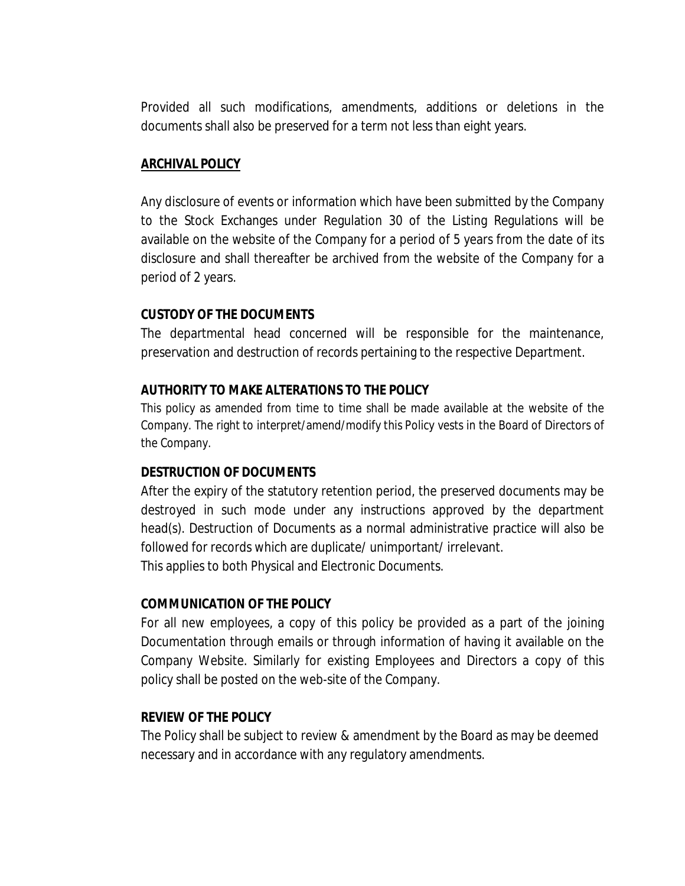Provided all such modifications, amendments, additions or deletions in the documents shall also be preserved for a term not less than eight years.

## ARCHIVAL POLICY

Any disclosure of events or information which have been submitted by the Company to the Stock Exchanges under Regulation 30 of the Listing Regulations will be available on the website of the Company for a period of 5 years from the date of its disclosure and shall thereafter be archived from the website of the Company for a period of 2 years.

## CUSTODY OF THE DOCUMENTS

The departmental head concerned will be responsible for the maintenance, preservation and destruction of records pertaining to the respective Department.

## AUTHORITY TO MAKE ALTERATIONS TO THE POLICY

This policy as amended from time to time shall be made available at the website of the Company. The right to interpret/amend/modify this Policy vests in the Board of Directors of the Company.

## DESTRUCTION OF DOCUMENTS

After the expiry of the statutory retention period, the preserved documents may be destroyed in such mode under any instructions approved by the department head(s). Destruction of Documents as a normal administrative practice will also be followed for records which are duplicate/ unimportant/ irrelevant.
This applies to both Physical and Electronic Documents.

## COMMUNICATION OF THE POLICY

For all new employees, a copy of this policy be provided as a part of the joining Documentation through emails or through information of having it available on the Company Website. Similarly for existing Employees and Directors a copy of this policy shall be posted on the web-site of the Company.

## REVIEW OF THE POLICY

The Policy shall be subject to review & amendment by the Board as may be deemed necessary and in accordance with any regulatory amendments.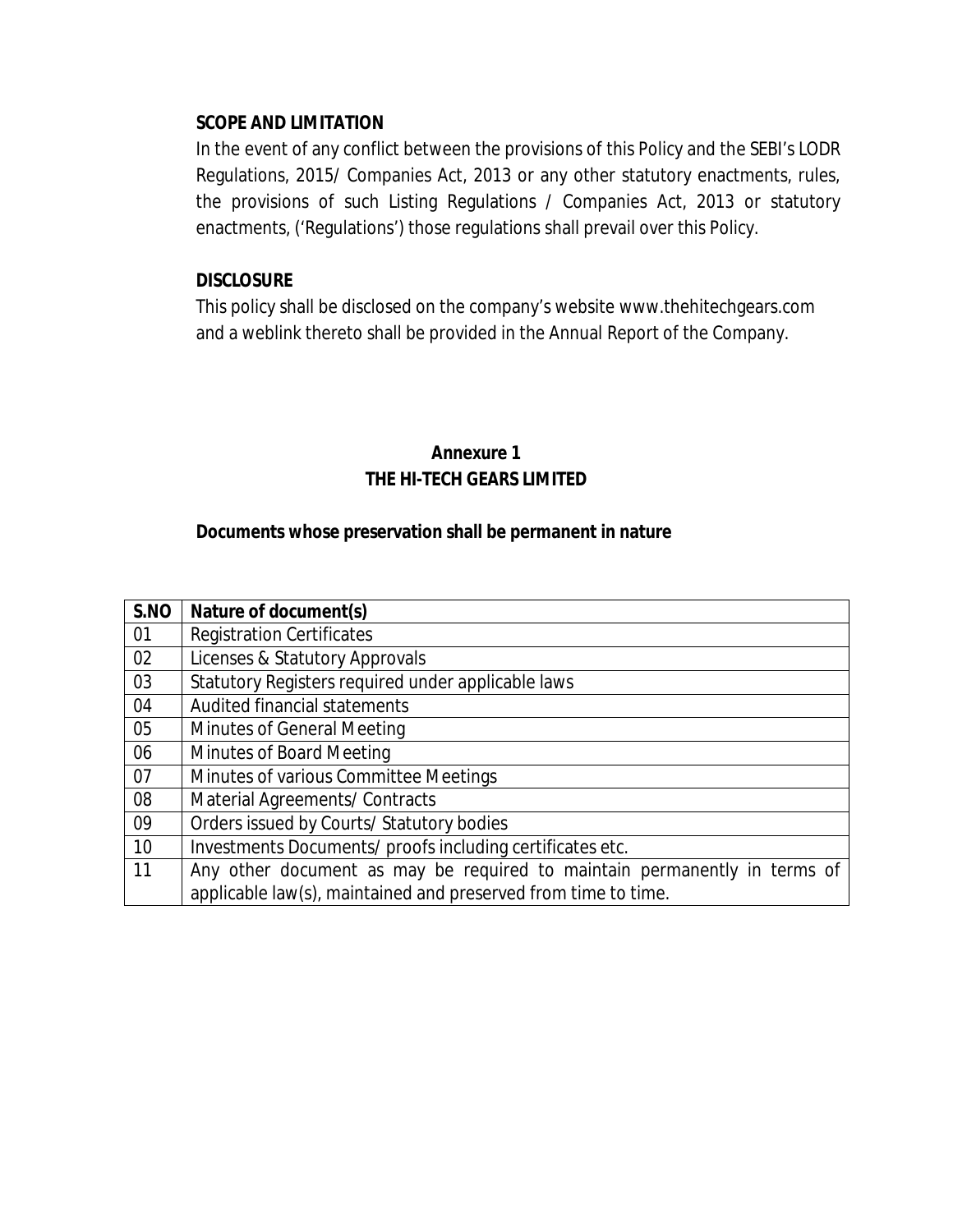**SCOPE AND LIMITATION**

In the event of any conflict between the provisions of this Policy and the SEBI's LODR Regulations, 2015/ Companies Act, 2013 or any other statutory enactments, rules, the provisions of such Listing Regulations / Companies Act, 2013 or statutory enactments, ('Regulations') those regulations shall prevail over this Policy.

**DISCLOSURE**

This policy shall be disclosed on the company's website www.thehitechgears.com and a weblink thereto shall be provided in the Annual Report of the Company.

**Annexure 1**
**THE HI-TECH GEARS LIMITED**

**Documents whose preservation shall be permanent in nature**

| S.NO | Nature of document(s) |
|---|---|
| 01 | Registration Certificates |
| 02 | Licenses & Statutory Approvals |
| 03 | Statutory Registers required under applicable laws |
| 04 | Audited financial statements |
| 05 | Minutes of General Meeting |
| 06 | Minutes of Board Meeting |
| 07 | Minutes of various Committee Meetings |
| 08 | Material Agreements/ Contracts |
| 09 | Orders issued by Courts/ Statutory bodies |
| 10 | Investments Documents/ proofs including certificates etc. |
| 11 | Any other document as may be required to maintain permanently in terms of applicable law(s), maintained and preserved from time to time. |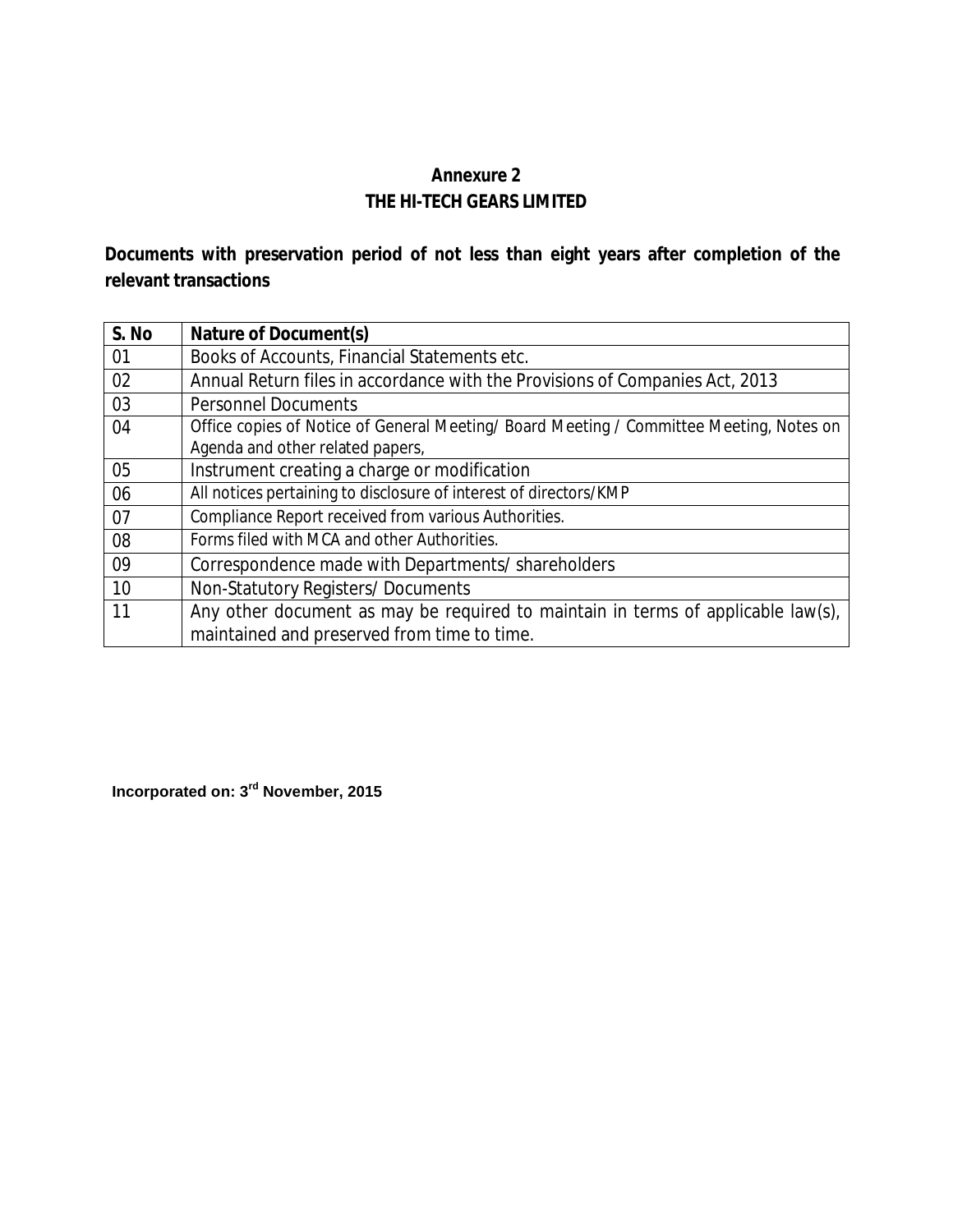**Annexure 2**

**THE HI-TECH GEARS LIMITED**

**Documents with preservation period of not less than eight years after completion of the relevant transactions**

| S. No | Nature of Document(s) |
|---|---|
| 01 | Books of Accounts, Financial Statements etc. |
| 02 | Annual Return files in accordance with the Provisions of Companies Act, 2013 |
| 03 | Personnel Documents |
| 04 | Office copies of Notice of General Meeting/ Board Meeting / Committee Meeting, Notes on Agenda and other related papers, |
| 05 | Instrument creating a charge or modification |
| 06 | All notices pertaining to disclosure of interest of directors/KMP |
| 07 | Compliance Report received from various Authorities. |
| 08 | Forms filed with MCA and other Authorities. |
| 09 | Correspondence made with Departments/ shareholders |
| 10 | Non-Statutory Registers/ Documents |
| 11 | Any other document as may be required to maintain in terms of applicable law(s), maintained and preserved from time to time. |

**Incorporated on: 3rd November, 2015**